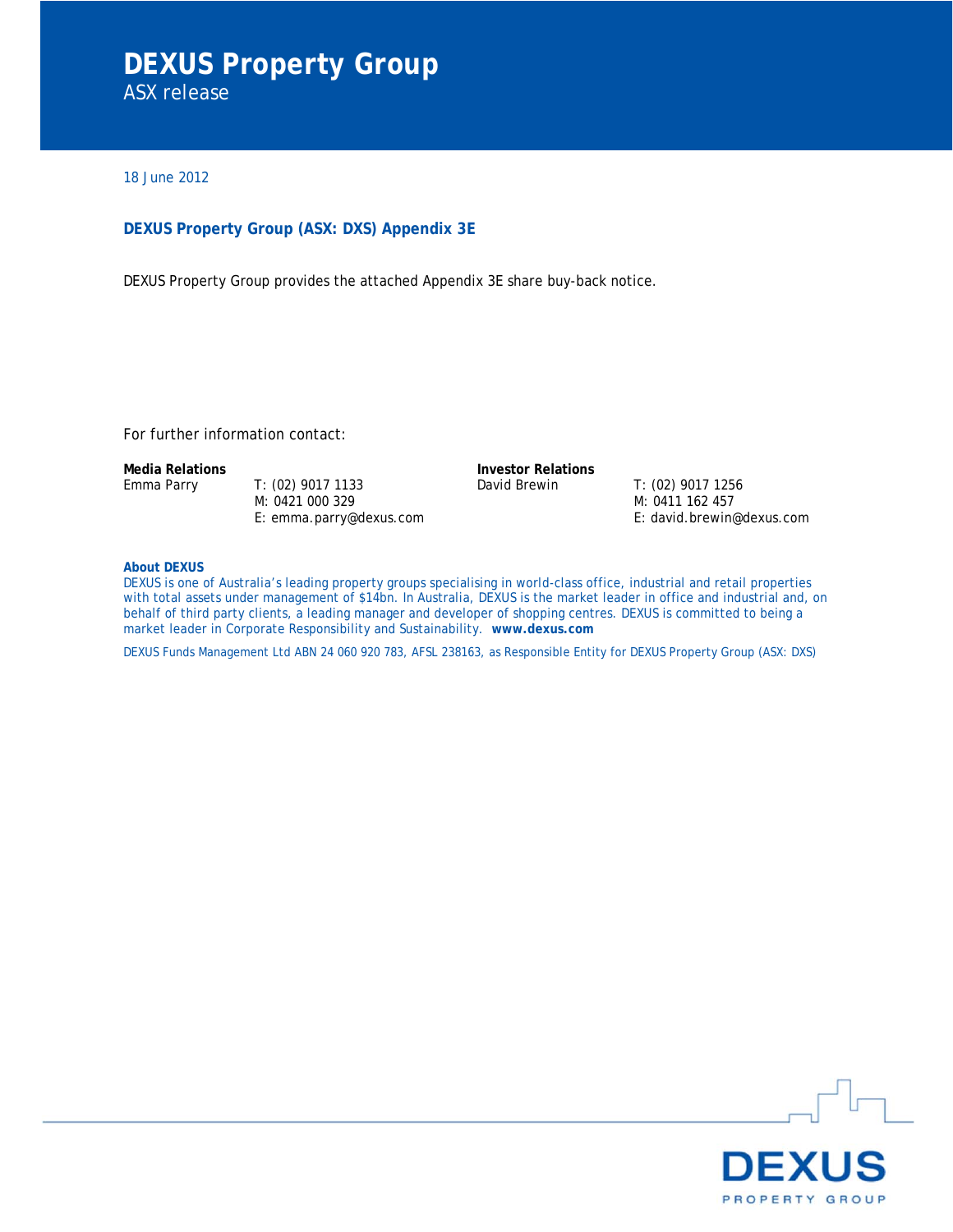# DEXUS Property Group

ASX release

18 June 2012

### DEXUS Property Group (ASX: DXS) Appendix 3E

DEXUS Property Group provides the attached Appendix 3E share buy-back notice.

For further information contact:

**Media Relations**
Emma Parry
T: (02) 9017 1133
M: 0421 000 329
E: emma.parry@dexus.com

**Investor Relations**
David Brewin
T: (02) 9017 1256
M: 0411 162 457
E: david.brewin@dexus.com

**About DEXUS**
DEXUS is one of Australia's leading property groups specialising in world-class office, industrial and retail properties with total assets under management of $14bn. In Australia, DEXUS is the market leader in office and industrial and, on behalf of third party clients, a leading manager and developer of shopping centres. DEXUS is committed to being a market leader in Corporate Responsibility and Sustainability. **www.dexus.com**

DEXUS Funds Management Ltd ABN 24 060 920 783, AFSL 238163, as Responsible Entity for DEXUS Property Group (ASX: DXS)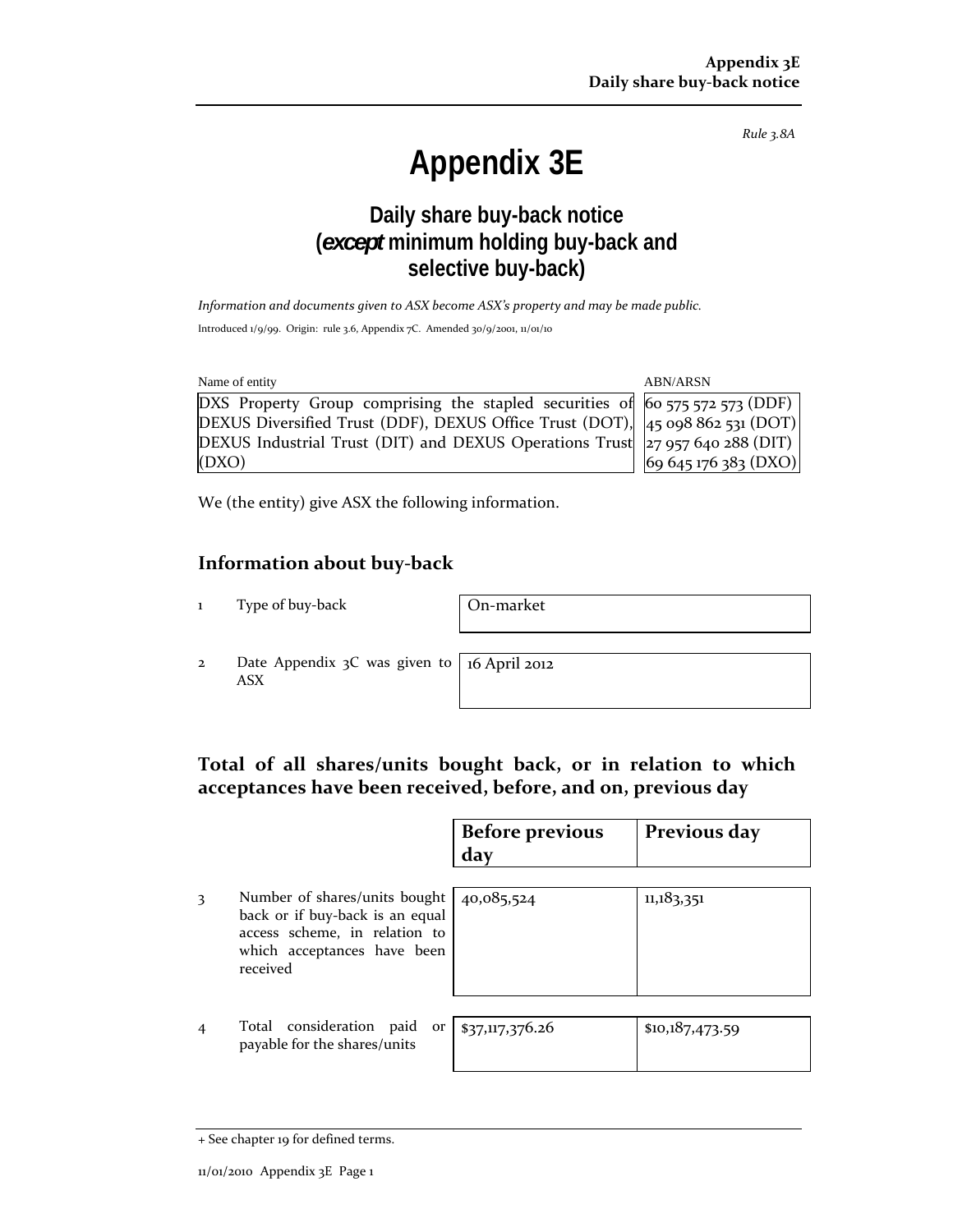*Rule 3.8A*

# Appendix 3E

## Daily share buy-back notice (*except* minimum holding buy-back and selective buy-back)

*Information and documents given to ASX become ASX's property and may be made public.*

Introduced 1/9/99. Origin: rule 3.6, Appendix 7C. Amended 30/9/2001, 11/01/10

| Name of entity | ABN/ARSN |
|---|---|
| DXS Property Group comprising the stapled securities of DEXUS Diversified Trust (DDF), DEXUS Office Trust (DOT), DEXUS Industrial Trust (DIT) and DEXUS Operations Trust (DXO) | 60 575 572 573 (DDF)<br>45 098 862 531 (DOT)<br>27 957 640 288 (DIT)<br>69 645 176 383 (DXO) |

We (the entity) give ASX the following information.

## Information about buy-back

| | | |
|---|---|---|
| 1 | Type of buy-back | On-market |
| 2 | Date Appendix 3C was given to ASX | 16 April 2012 |

## Total of all shares/units bought back, or in relation to which acceptances have been received, before, and on, previous day

| | | Before previous day | Previous day |
|---|---|---|---|
| 3 | Number of shares/units bought back or if buy-back is an equal access scheme, in relation to which acceptances have been received | 40,085,524 | 11,183,351 |
| 4 | Total consideration paid or payable for the shares/units | $37,117,376.26 | $10,187,473.59 |

+ See chapter 19 for defined terms.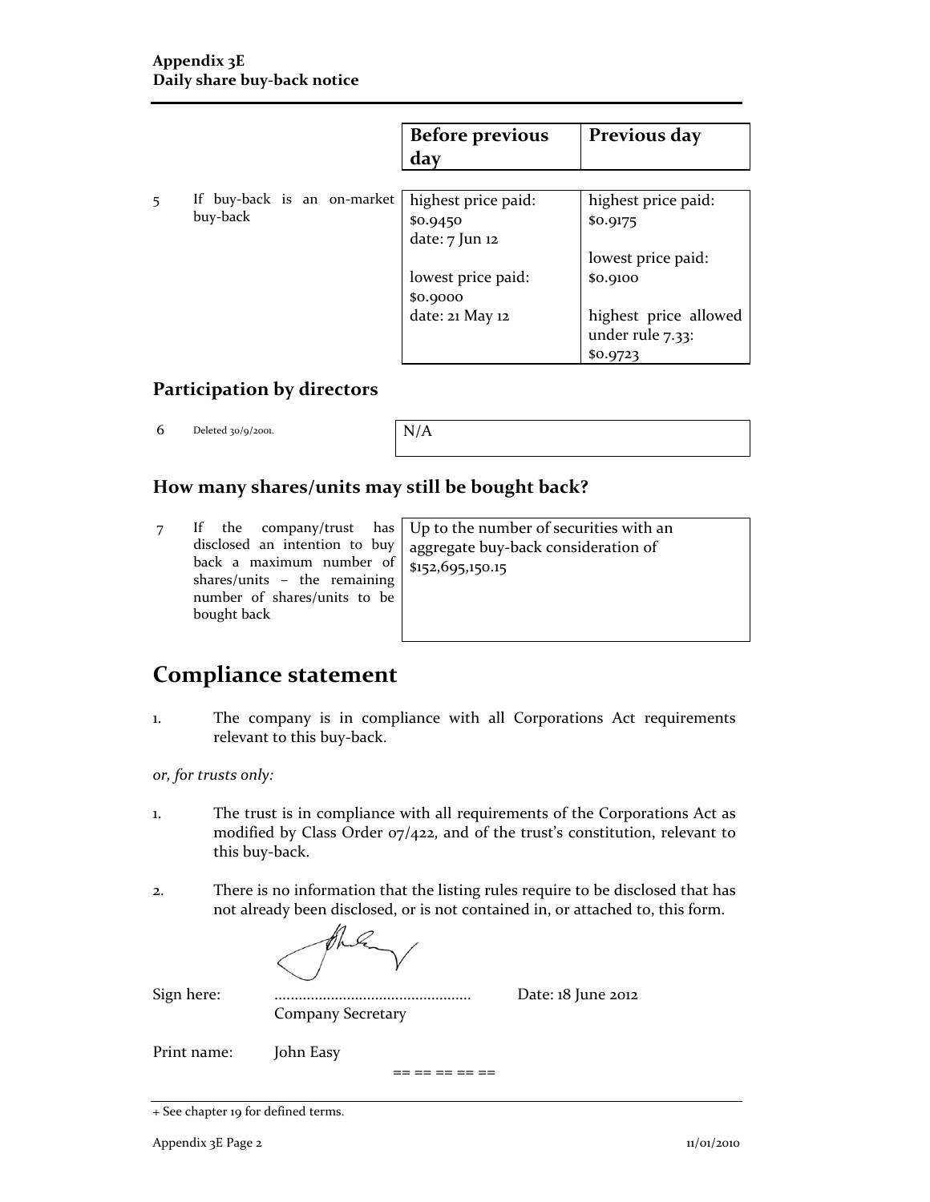| | | Before previous day | Previous day |
|---|---|---|---|
| 5 | If buy-back is an on-market buy-back | highest price paid: $0.9450<br>date: 7 Jun 12<br><br>lowest price paid: $0.9000<br>date: 21 May 12 | highest price paid: $0.9175<br><br>lowest price paid: $0.9100<br><br>highest price allowed under rule 7.33: $0.9723 |

## Participation by directors

| | | |
|---|---|---|
| 6 | Deleted 30/9/2001. | N/A |

## How many shares/units may still be bought back?

| | | |
|---|---|---|
| 7 | If the company/trust has disclosed an intention to buy back a maximum number of shares/units – the remaining number of shares/units to be bought back | Up to the number of securities with an aggregate buy-back consideration of $152,695,150.15 |

# Compliance statement

1. The company is in compliance with all Corporations Act requirements relevant to this buy-back.

*or, for trusts only:*

1. The trust is in compliance with all requirements of the Corporations Act as modified by Class Order 07/422, and of the trust's constitution, relevant to this buy-back.

2. There is no information that the listing rules require to be disclosed that has not already been disclosed, or is not contained in, or attached to, this form.

Sign here: ............................................ Company Secretary    Date: 18 June 2012

Print name: John Easy

== == == == ==

+ See chapter 19 for defined terms.